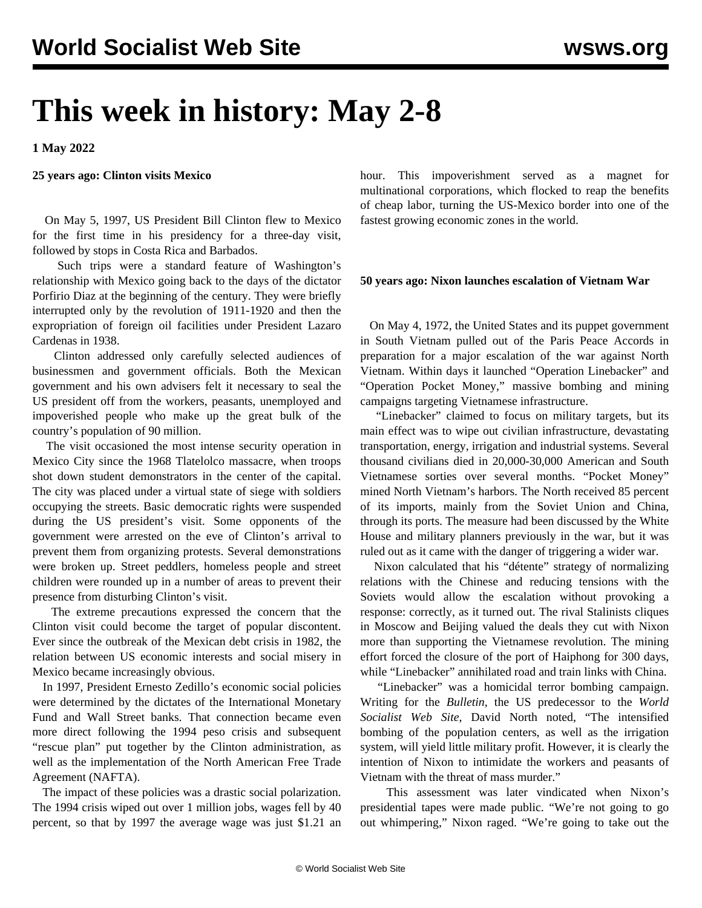# This week in history: May 2-8

**1 May 2022**

## 25 years ago: Clinton visits Mexico

On May 5, 1997, US President Bill Clinton flew to Mexico for the first time in his presidency for a three-day visit, followed by stops in Costa Rica and Barbados.

Such trips were a standard feature of Washington's relationship with Mexico going back to the days of the dictator Porfirio Diaz at the beginning of the century. They were briefly interrupted only by the revolution of 1911-1920 and then the expropriation of foreign oil facilities under President Lazaro Cardenas in 1938.

Clinton addressed only carefully selected audiences of businessmen and government officials. Both the Mexican government and his own advisers felt it necessary to seal the US president off from the workers, peasants, unemployed and impoverished people who make up the great bulk of the country's population of 90 million.

The visit occasioned the most intense security operation in Mexico City since the 1968 Tlatelolco massacre, when troops shot down student demonstrators in the center of the capital. The city was placed under a virtual state of siege with soldiers occupying the streets. Basic democratic rights were suspended during the US president's visit. Some opponents of the government were arrested on the eve of Clinton's arrival to prevent them from organizing protests. Several demonstrations were broken up. Street peddlers, homeless people and street children were rounded up in a number of areas to prevent their presence from disturbing Clinton's visit.

The extreme precautions expressed the concern that the Clinton visit could become the target of popular discontent. Ever since the outbreak of the Mexican debt crisis in 1982, the relation between US economic interests and social misery in Mexico became increasingly obvious.

In 1997, President Ernesto Zedillo's economic social policies were determined by the dictates of the International Monetary Fund and Wall Street banks. That connection became even more direct following the 1994 peso crisis and subsequent "rescue plan" put together by the Clinton administration, as well as the implementation of the North American Free Trade Agreement (NAFTA).

The impact of these policies was a drastic social polarization. The 1994 crisis wiped out over 1 million jobs, wages fell by 40 percent, so that by 1997 the average wage was just $1.21 an hour. This impoverishment served as a magnet for multinational corporations, which flocked to reap the benefits of cheap labor, turning the US-Mexico border into one of the fastest growing economic zones in the world.

## 50 years ago: Nixon launches escalation of Vietnam War

On May 4, 1972, the United States and its puppet government in South Vietnam pulled out of the Paris Peace Accords in preparation for a major escalation of the war against North Vietnam. Within days it launched "Operation Linebacker" and "Operation Pocket Money," massive bombing and mining campaigns targeting Vietnamese infrastructure.

"Linebacker" claimed to focus on military targets, but its main effect was to wipe out civilian infrastructure, devastating transportation, energy, irrigation and industrial systems. Several thousand civilians died in 20,000-30,000 American and South Vietnamese sorties over several months. "Pocket Money" mined North Vietnam's harbors. The North received 85 percent of its imports, mainly from the Soviet Union and China, through its ports. The measure had been discussed by the White House and military planners previously in the war, but it was ruled out as it came with the danger of triggering a wider war.

Nixon calculated that his "détente" strategy of normalizing relations with the Chinese and reducing tensions with the Soviets would allow the escalation without provoking a response: correctly, as it turned out. The rival Stalinists cliques in Moscow and Beijing valued the deals they cut with Nixon more than supporting the Vietnamese revolution. The mining effort forced the closure of the port of Haiphong for 300 days, while "Linebacker" annihilated road and train links with China.

"Linebacker" was a homicidal terror bombing campaign. Writing for the *Bulletin*, the US predecessor to the *World Socialist Web Site*, David North noted, "The intensified bombing of the population centers, as well as the irrigation system, will yield little military profit. However, it is clearly the intention of Nixon to intimidate the workers and peasants of Vietnam with the threat of mass murder."

This assessment was later vindicated when Nixon's presidential tapes were made public. "We're not going to go out whimpering," Nixon raged. "We're going to take out the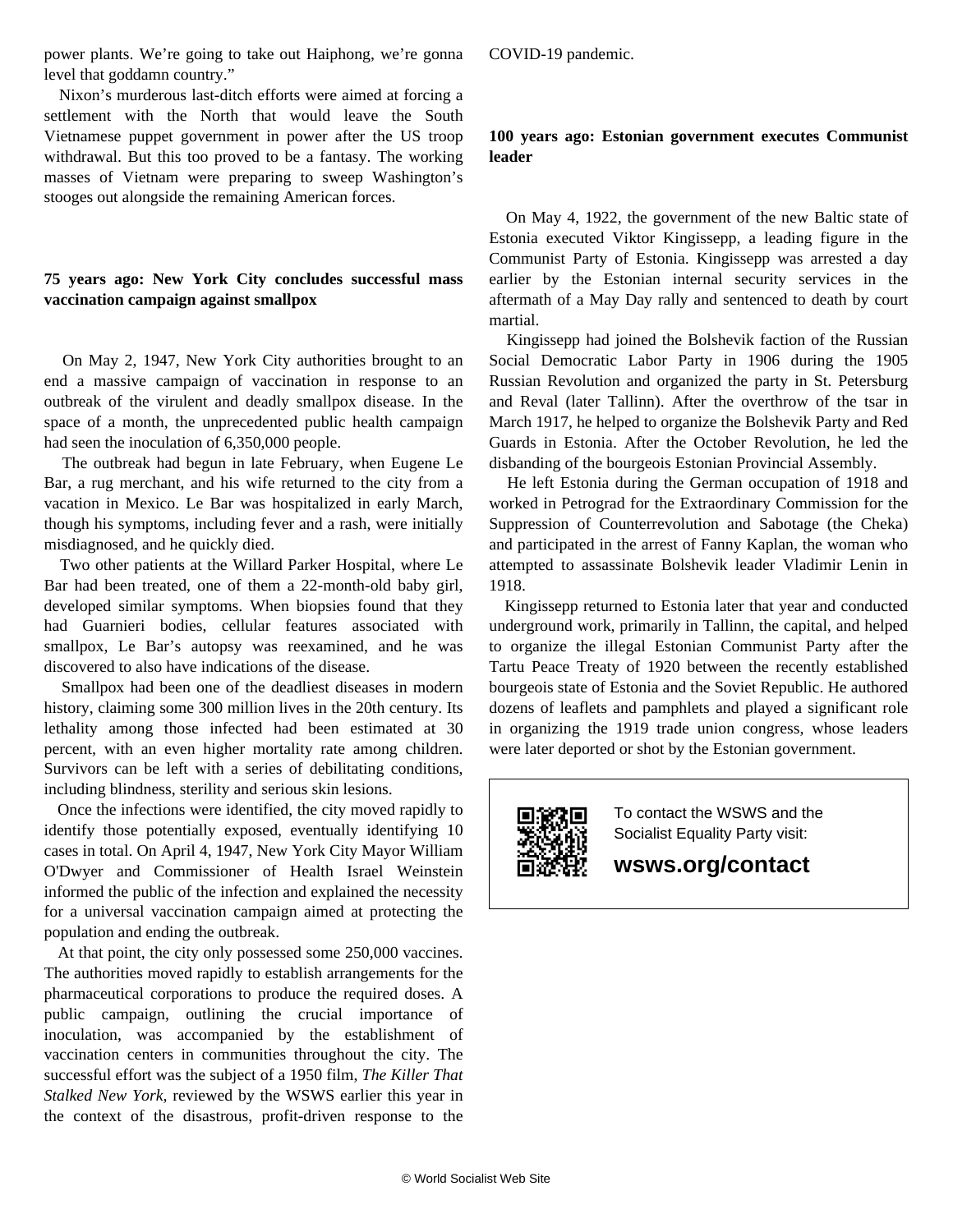power plants. We're going to take out Haiphong, we're gonna level that goddamn country."

Nixon's murderous last-ditch efforts were aimed at forcing a settlement with the North that would leave the South Vietnamese puppet government in power after the US troop withdrawal. But this too proved to be a fantasy. The working masses of Vietnam were preparing to sweep Washington's stooges out alongside the remaining American forces.

**75 years ago: New York City concludes successful mass vaccination campaign against smallpox**

On May 2, 1947, New York City authorities brought to an end a massive campaign of vaccination in response to an outbreak of the virulent and deadly smallpox disease. In the space of a month, the unprecedented public health campaign had seen the inoculation of 6,350,000 people.

The outbreak had begun in late February, when Eugene Le Bar, a rug merchant, and his wife returned to the city from a vacation in Mexico. Le Bar was hospitalized in early March, though his symptoms, including fever and a rash, were initially misdiagnosed, and he quickly died.

Two other patients at the Willard Parker Hospital, where Le Bar had been treated, one of them a 22-month-old baby girl, developed similar symptoms. When biopsies found that they had Guarnieri bodies, cellular features associated with smallpox, Le Bar's autopsy was reexamined, and he was discovered to also have indications of the disease.

Smallpox had been one of the deadliest diseases in modern history, claiming some 300 million lives in the 20th century. Its lethality among those infected had been estimated at 30 percent, with an even higher mortality rate among children. Survivors can be left with a series of debilitating conditions, including blindness, sterility and serious skin lesions.

Once the infections were identified, the city moved rapidly to identify those potentially exposed, eventually identifying 10 cases in total. On April 4, 1947, New York City Mayor William O'Dwyer and Commissioner of Health Israel Weinstein informed the public of the infection and explained the necessity for a universal vaccination campaign aimed at protecting the population and ending the outbreak.

At that point, the city only possessed some 250,000 vaccines. The authorities moved rapidly to establish arrangements for the pharmaceutical corporations to produce the required doses. A public campaign, outlining the crucial importance of inoculation, was accompanied by the establishment of vaccination centers in communities throughout the city. The successful effort was the subject of a 1950 film, *The Killer That Stalked New York*, reviewed by the WSWS earlier this year in the context of the disastrous, profit-driven response to the COVID-19 pandemic.

**100 years ago: Estonian government executes Communist leader**

On May 4, 1922, the government of the new Baltic state of Estonia executed Viktor Kingissepp, a leading figure in the Communist Party of Estonia. Kingissepp was arrested a day earlier by the Estonian internal security services in the aftermath of a May Day rally and sentenced to death by court martial.

Kingissepp had joined the Bolshevik faction of the Russian Social Democratic Labor Party in 1906 during the 1905 Russian Revolution and organized the party in St. Petersburg and Reval (later Tallinn). After the overthrow of the tsar in March 1917, he helped to organize the Bolshevik Party and Red Guards in Estonia. After the October Revolution, he led the disbanding of the bourgeois Estonian Provincial Assembly.

He left Estonia during the German occupation of 1918 and worked in Petrograd for the Extraordinary Commission for the Suppression of Counterrevolution and Sabotage (the Cheka) and participated in the arrest of Fanny Kaplan, the woman who attempted to assassinate Bolshevik leader Vladimir Lenin in 1918.

Kingissepp returned to Estonia later that year and conducted underground work, primarily in Tallinn, the capital, and helped to organize the illegal Estonian Communist Party after the Tartu Peace Treaty of 1920 between the recently established bourgeois state of Estonia and the Soviet Republic. He authored dozens of leaflets and pamphlets and played a significant role in organizing the 1919 trade union congress, whose leaders were later deported or shot by the Estonian government.

To contact the WSWS and the Socialist Equality Party visit:

**wsws.org/contact**